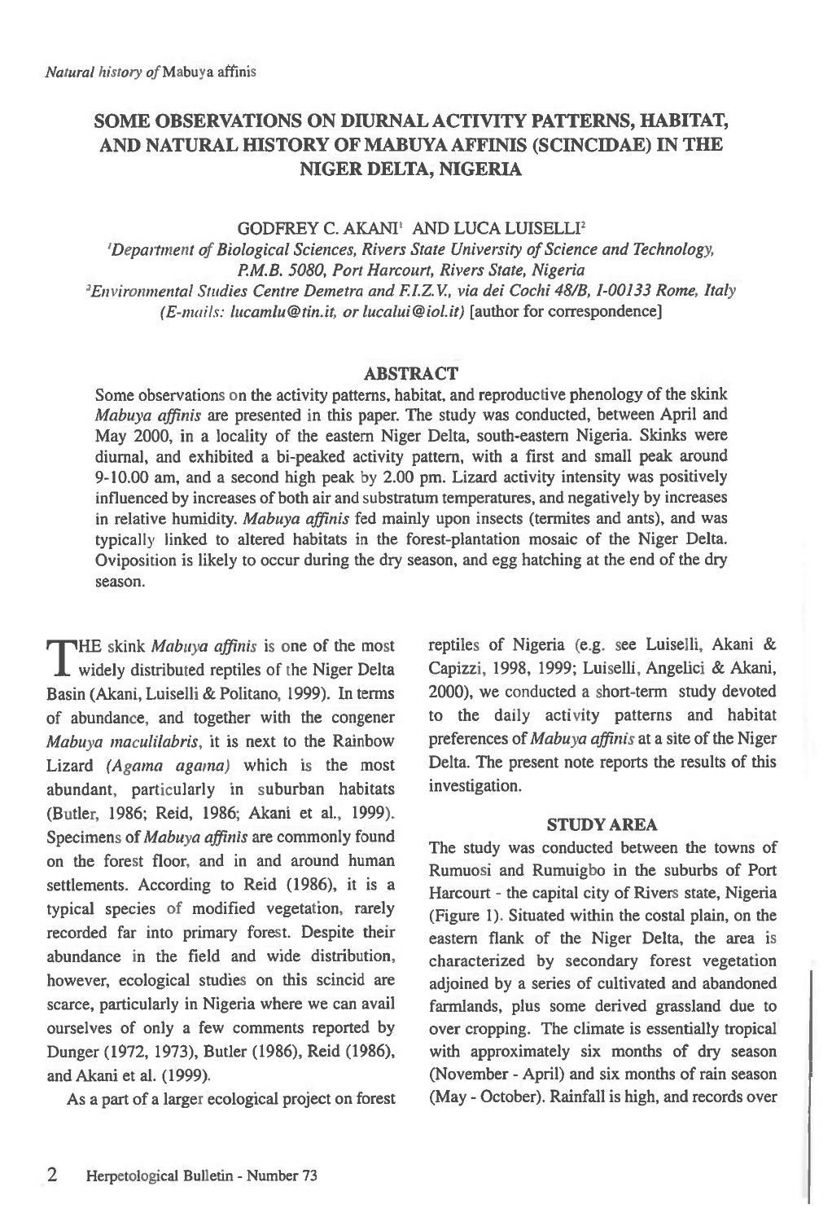# SOME OBSERVATIONS ON DIURNAL ACTIVITY PATTERNS, HABITAT, AND NATURAL HISTORY OF MABUYA AFFINIS (SCINCIDAE) IN THE NIGER DELTA, NIGERIA

GODFREY C. AKANI[1] AND LUCA LUISELLI[2]

[1]*Department of Biological Sciences, Rivers State University of Science and Technology, P.M.B. 5080, Port Harcourt, Rivers State, Nigeria*

[2]*Environmental Studies Centre Demetra and F.I.Z.V., via dei Cochi 48/B, I-00133 Rome, Italy (E-mails: lucamlu@tin.it, or lucalui@iol.it)* [author for correspondence]

## ABSTRACT

Some observations on the activity patterns, habitat, and reproductive phenology of the skink *Mabuya affinis* are presented in this paper. The study was conducted, between April and May 2000, in a locality of the eastern Niger Delta, south-eastern Nigeria. Skinks were diurnal, and exhibited a bi-peaked activity pattern, with a first and small peak around 9-10.00 am, and a second high peak by 2.00 pm. Lizard activity intensity was positively influenced by increases of both air and substratum temperatures, and negatively by increases in relative humidity. *Mabuya affinis* fed mainly upon insects (termites and ants), and was typically linked to altered habitats in the forest-plantation mosaic of the Niger Delta. Oviposition is likely to occur during the dry season, and egg hatching at the end of the dry season.

THE skink *Mabuya affinis* is one of the most widely distributed reptiles of the Niger Delta Basin (Akani, Luiselli & Politano, 1999). In terms of abundance, and together with the congener *Mabuya maculilabris*, it is next to the Rainbow Lizard *(Agama agama)* which is the most abundant, particularly in suburban habitats (Butler, 1986; Reid, 1986; Akani et al., 1999). Specimens of *Mabuya affinis* are commonly found on the forest floor, and in and around human settlements. According to Reid (1986), it is a typical species of modified vegetation, rarely recorded far into primary forest. Despite their abundance in the field and wide distribution, however, ecological studies on this scincid are scarce, particularly in Nigeria where we can avail ourselves of only a few comments reported by Dunger (1972, 1973), Butler (1986), Reid (1986), and Akani et al. (1999).

As a part of a larger ecological project on forest reptiles of Nigeria (e.g. see Luiselli, Akani & Capizzi, 1998, 1999; Luiselli, Angelici & Akani, 2000), we conducted a short-term study devoted to the daily activity patterns and habitat preferences of *Mabuya affinis* at a site of the Niger Delta. The present note reports the results of this investigation.

## STUDY AREA

The study was conducted between the towns of Rumuosi and Rumuigbo in the suburbs of Port Harcourt - the capital city of Rivers state, Nigeria (Figure 1). Situated within the costal plain, on the eastern flank of the Niger Delta, the area is characterized by secondary forest vegetation adjoined by a series of cultivated and abandoned farmlands, plus some derived grassland due to over cropping. The climate is essentially tropical with approximately six months of dry season (November - April) and six months of rain season (May - October). Rainfall is high, and records over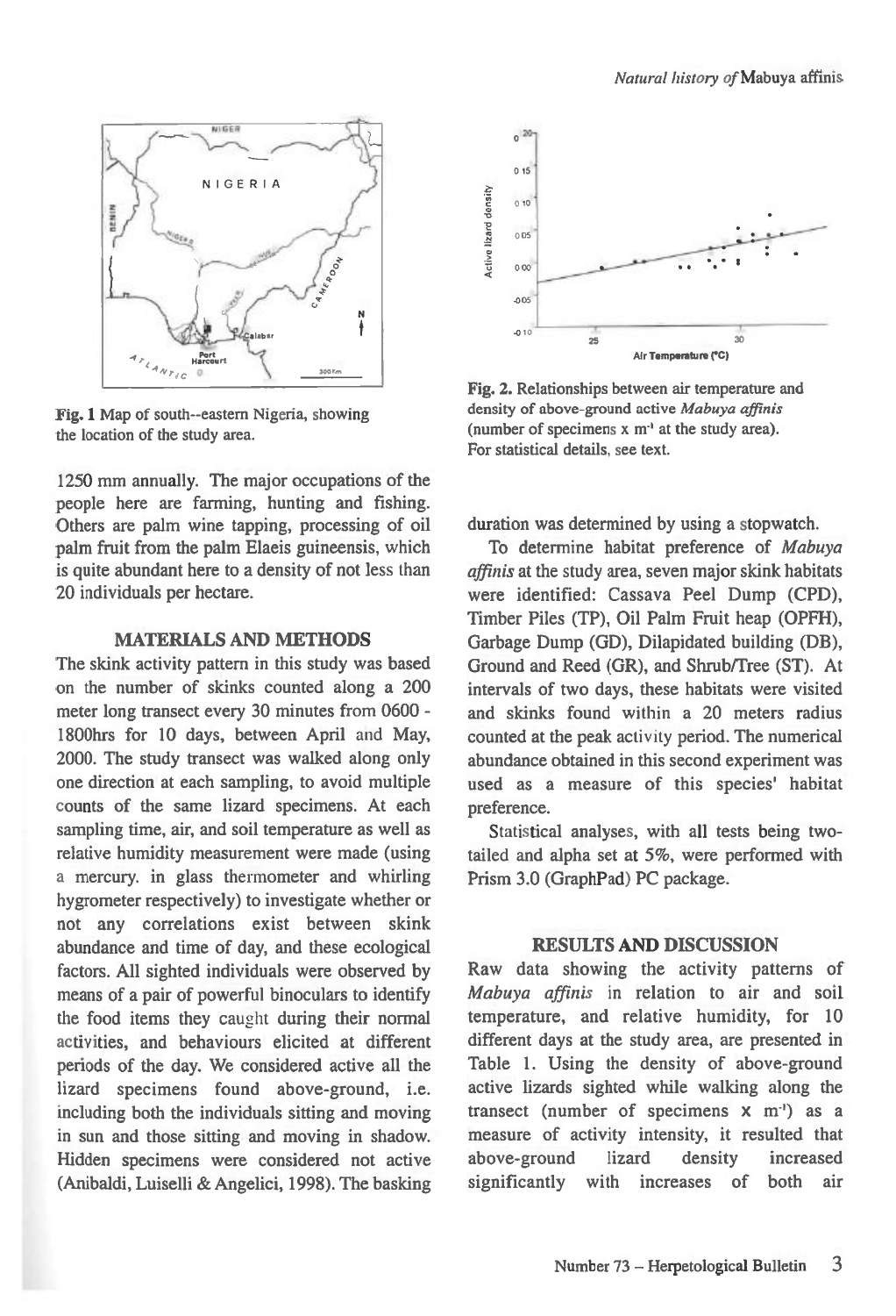Fig. 1 Map of south--eastern Nigeria, showing the location of the study area.

Fig. 2. Relationships between air temperature and density of above-ground active *Mabuya affinis* (number of specimens x $m^{-1}$ at the study area). For statistical details, see text.

1250 mm annually. The major occupations of the people here are farming, hunting and fishing. Others are palm wine tapping, processing of oil palm fruit from the palm Elaeis guineensis, which is quite abundant here to a density of not less than 20 individuals per hectare.

## MATERIALS AND METHODS

The skink activity pattern in this study was based on the number of skinks counted along a 200 meter long transect every 30 minutes from 0600 - 1800hrs for 10 days, between April and May, 2000. The study transect was walked along only one direction at each sampling, to avoid multiple counts of the same lizard specimens. At each sampling time, air, and soil temperature as well as relative humidity measurement were made (using a mercury. in glass thermometer and whirling hygrometer respectively) to investigate whether or not any correlations exist between skink abundance and time of day, and these ecological factors. All sighted individuals were observed by means of a pair of powerful binoculars to identify the food items they caught during their normal activities, and behaviours elicited at different periods of the day. We considered active all the lizard specimens found above-ground, i.e. including both the individuals sitting and moving in sun and those sitting and moving in shadow. Hidden specimens were considered not active (Anibaldi, Luiselli & Angelici, 1998). The basking duration was determined by using a stopwatch.

To determine habitat preference of *Mabuya affinis* at the study area, seven major skink habitats were identified: Cassava Peel Dump (CPD), Timber Piles (TP), Oil Palm Fruit heap (OPFH), Garbage Dump (GD), Dilapidated building (DB), Ground and Reed (GR), and Shrub/Tree (ST). At intervals of two days, these habitats were visited and skinks found within a 20 meters radius counted at the peak activity period. The numerical abundance obtained in this second experiment was used as a measure of this species' habitat preference.

Statistical analyses, with all tests being two-tailed and alpha set at 5%, were performed with Prism 3.0 (GraphPad) PC package.

## RESULTS AND DISCUSSION

Raw data showing the activity patterns of *Mabuya affinis* in relation to air and soil temperature, and relative humidity, for 10 different days at the study area, are presented in Table 1. Using the density of above-ground active lizards sighted while walking along the transect (number of specimens x $m^{-1}$) as a measure of activity intensity, it resulted that above-ground lizard density increased significantly with increases of both air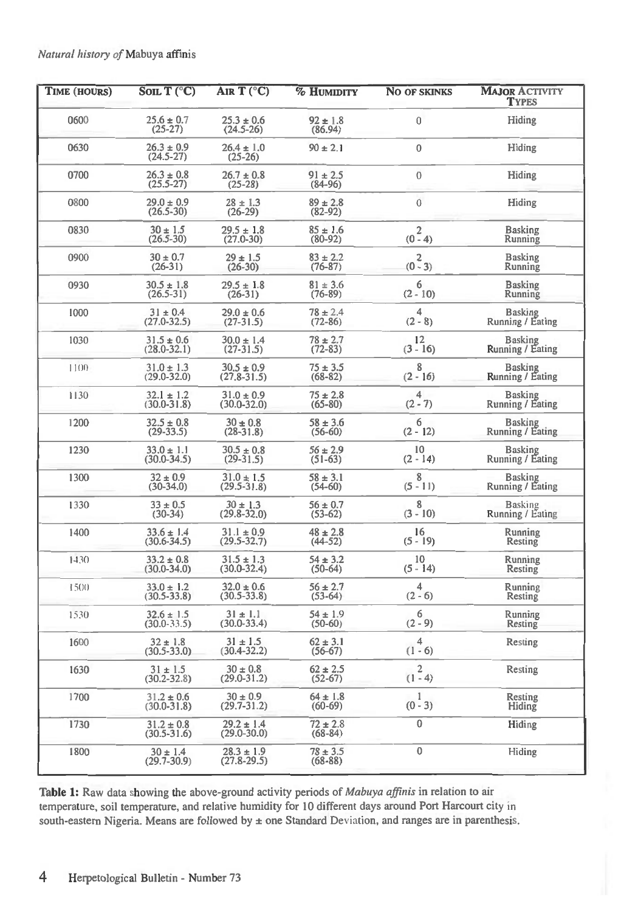| Time (hours) | Soil T (°C) | Air T (°C) | % Humidity | No of skinks | Major Activity Types |
|---|---|---|---|---|---|
| 0600 | 25.6 ± 0.7 (25-27) | 25.3 ± 0.6 (24.5-26) | 92 ± 1.8 (86.94) | 0 | Hiding |
| 0630 | 26.3 ± 0.9 (24.5-27) | 26.4 ± 1.0 (25-26) | 90 ± 2.1 | 0 | Hiding |
| 0700 | 26.3 ± 0.8 (25.5-27) | 26.7 ± 0.8 (25-28) | 91 ± 2.5 (84-96) | 0 | Hiding |
| 0800 | 29.0 ± 0.9 (26.5-30) | 28 ± 1.3 (26-29) | 89 ± 2.8 (82-92) | 0 | Hiding |
| 0830 | 30 ± 1.5 (26.5-30) | 29.5 ± 1.8 (27.0-30) | 85 ± 1.6 (80-92) | 2 (0 - 4) | Basking Running |
| 0900 | 30 ± 0.7 (26-31) | 29 ± 1.5 (26-30) | 83 ± 2.2 (76-87) | 2 (0 - 3) | Basking Running |
| 0930 | 30.5 ± 1.8 (26.5-31) | 29.5 ± 1.8 (26-31) | 81 ± 3.6 (76-89) | 6 (2 - 10) | Basking Running |
| 1000 | 31 ± 0.4 (27.0-32.5) | 29.0 ± 0.6 (27-31.5) | 78 ± 2.4 (72-86) | 4 (2 - 8) | Basking Running / Eating |
| 1030 | 31.5 ± 0.6 (28.0-32.1) | 30.0 ± 1.4 (27-31.5) | 78 ± 2.7 (72-83) | 12 (3 - 16) | Basking Running / Eating |
| 1100 | 31.0 ± 1.3 (29.0-32.0) | 30.5 ± 0.9 (27.8-31.5) | 75 ± 3.5 (68-82) | 8 (2 - 16) | Basking Running / Eating |
| 1130 | 32.1 ± 1.2 (30.0-31.8) | 31.0 ± 0.9 (30.0-32.0) | 75 ± 2.8 (65-80) | 4 (2 - 7) | Basking Running / Eating |
| 1200 | 32.5 ± 0.8 (29-33.5) | 30 ± 0.8 (28-31.8) | 58 ± 3.6 (56-60) | 6 (2 - 12) | Basking Running / Eating |
| 1230 | 33.0 ± 1.1 (30.0-34.5) | 30.5 ± 0.8 (29-31.5) | 56 ± 2.9 (51-63) | 10 (2 - 14) | Basking Running / Eating |
| 1300 | 32 ± 0.9 (30-34.0) | 31.0 ± 1.5 (29.5-31.8) | 58 ± 3.1 (54-60) | 8 (5 - 11) | Basking Running / Eating |
| 1330 | 33 ± 0.5 (30-34) | 30 ± 1.3 (29.8-32.0) | 56 ± 0.7 (53-62) | 8 (3 - 10) | Basking Running / Eating |
| 1400 | 33.6 ± 1.4 (30.6-34.5) | 31.1 ± 0.9 (29.5-32.7) | 48 ± 2.8 (44-52) | 16 (5 - 19) | Running Resting |
| 1430 | 33.2 ± 0.8 (30.0-34.0) | 31.5 ± 1.3 (30.0-32.4) | 54 ± 3.2 (50-64) | 10 (5 - 14) | Running Resting |
| 1500 | 33.0 ± 1.2 (30.5-33.8) | 32.0 ± 0.6 (30.5-33.8) | 56 ± 2.7 (53-64) | 4 (2 - 6) | Running Resting |
| 1530 | 32.6 ± 1.5 (30.0-33.5) | 31 ± 1.1 (30.0-33.4) | 54 ± 1.9 (50-60) | 6 (2 - 9) | Running Resting |
| 1600 | 32 ± 1.8 (30.5-33.0) | 31 ± 1.5 (30.4-32.2) | 62 ± 3.1 (56-67) | 4 (1 - 6) | Resting |
| 1630 | 31 ± 1.5 (30.2-32.8) | 30 ± 0.8 (29.0-31.2) | 62 ± 2.5 (52-67) | 2 (1 - 4) | Resting |
| 1700 | 31.2 ± 0.6 (30.0-31.8) | 30 ± 0.9 (29.7-31.2) | 64 ± 1.8 (60-69) | 1 (0 - 3) | Resting Hiding |
| 1730 | 31.2 ± 0.8 (30.5-31.6) | 29.2 ± 1.4 (29.0-30.0) | 72 ± 2.8 (68-84) | 0 | Hiding |
| 1800 | 30 ± 1.4 (29.7-30.9) | 28.3 ± 1.9 (27.8-29.5) | 78 ± 3.5 (68-88) | 0 | Hiding |

**Table 1:** Raw data showing the above-ground activity periods of *Mabuya affinis* in relation to air temperature, soil temperature, and relative humidity for 10 different days around Port Harcourt city in south-eastern Nigeria. Means are followed by ± one Standard Deviation, and ranges are in parenthesis.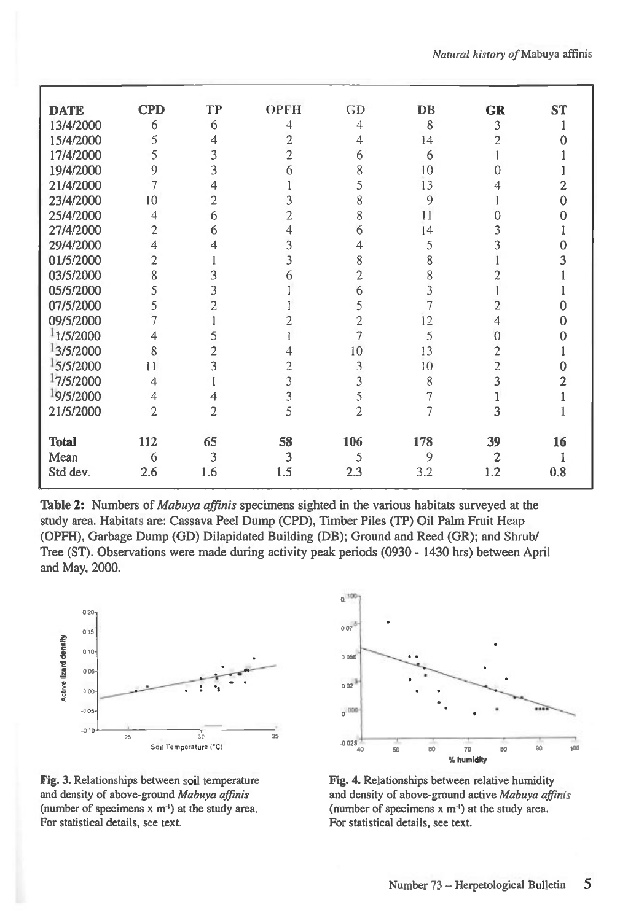| DATE | CPD | TP | OPFH | GD | DB | GR | ST |
|---|---|---|---|---|---|---|---|
| 13/4/2000 | 6 | 6 | 4 | 4 | 8 | 3 | 1 |
| 15/4/2000 | 5 | 4 | 2 | 4 | 14 | 2 | 0 |
| 17/4/2000 | 5 | 3 | 2 | 6 | 6 | 1 | 1 |
| 19/4/2000 | 9 | 3 | 6 | 8 | 10 | 0 | 1 |
| 21/4/2000 | 7 | 4 | 1 | 5 | 13 | 4 | 2 |
| 23/4/2000 | 10 | 2 | 3 | 8 | 9 | 1 | 0 |
| 25/4/2000 | 4 | 6 | 2 | 8 | 11 | 0 | 0 |
| 27/4/2000 | 2 | 6 | 4 | 6 | 14 | 3 | 1 |
| 29/4/2000 | 4 | 4 | 3 | 4 | 5 | 3 | 0 |
| 01/5/2000 | 2 | 1 | 3 | 8 | 8 | 1 | 3 |
| 03/5/2000 | 8 | 3 | 6 | 2 | 8 | 2 | 1 |
| 05/5/2000 | 5 | 3 | 1 | 6 | 3 | 1 | 1 |
| 07/5/2000 | 5 | 2 | 1 | 5 | 7 | 2 | 0 |
| 09/5/2000 | 7 | 1 | 2 | 2 | 12 | 4 | 0 |
| 11/5/2000 | 4 | 5 | 1 | 7 | 5 | 0 | 0 |
| 13/5/2000 | 8 | 2 | 4 | 10 | 13 | 2 | 1 |
| 15/5/2000 | 11 | 3 | 2 | 3 | 10 | 2 | 0 |
| 17/5/2000 | 4 | 1 | 3 | 3 | 8 | 3 | 2 |
| 19/5/2000 | 4 | 4 | 3 | 5 | 7 | 1 | 1 |
| 21/5/2000 | 2 | 2 | 5 | 2 | 7 | 3 | 1 |
| **Total** | **112** | **65** | **58** | **106** | **178** | **39** | **16** |
| Mean | 6 | 3 | 3 | 5 | 9 | 2 | 1 |
| Std dev. | 2.6 | 1.6 | 1.5 | 2.3 | 3.2 | 1.2 | 0.8 |

**Table 2:** Numbers of *Mabuya affinis* specimens sighted in the various habitats surveyed at the study area. Habitats are: Cassava Peel Dump (CPD), Timber Piles (TP) Oil Palm Fruit Heap (OPFH), Garbage Dump (GD) Dilapidated Building (DB); Ground and Reed (GR); and Shrub/Tree (ST). Observations were made during activity peak periods (0930 - 1430 hrs) between April and May, 2000.

**Fig. 3.** Relationships between soil temperature and density of above-ground *Mabuya affinis* (number of specimens x $m^{-1}$) at the study area. For statistical details, see text.

**Fig. 4.** Relationships between relative humidity and density of above-ground active *Mabuya affinis* (number of specimens x $m^{-1}$) at the study area. For statistical details, see text.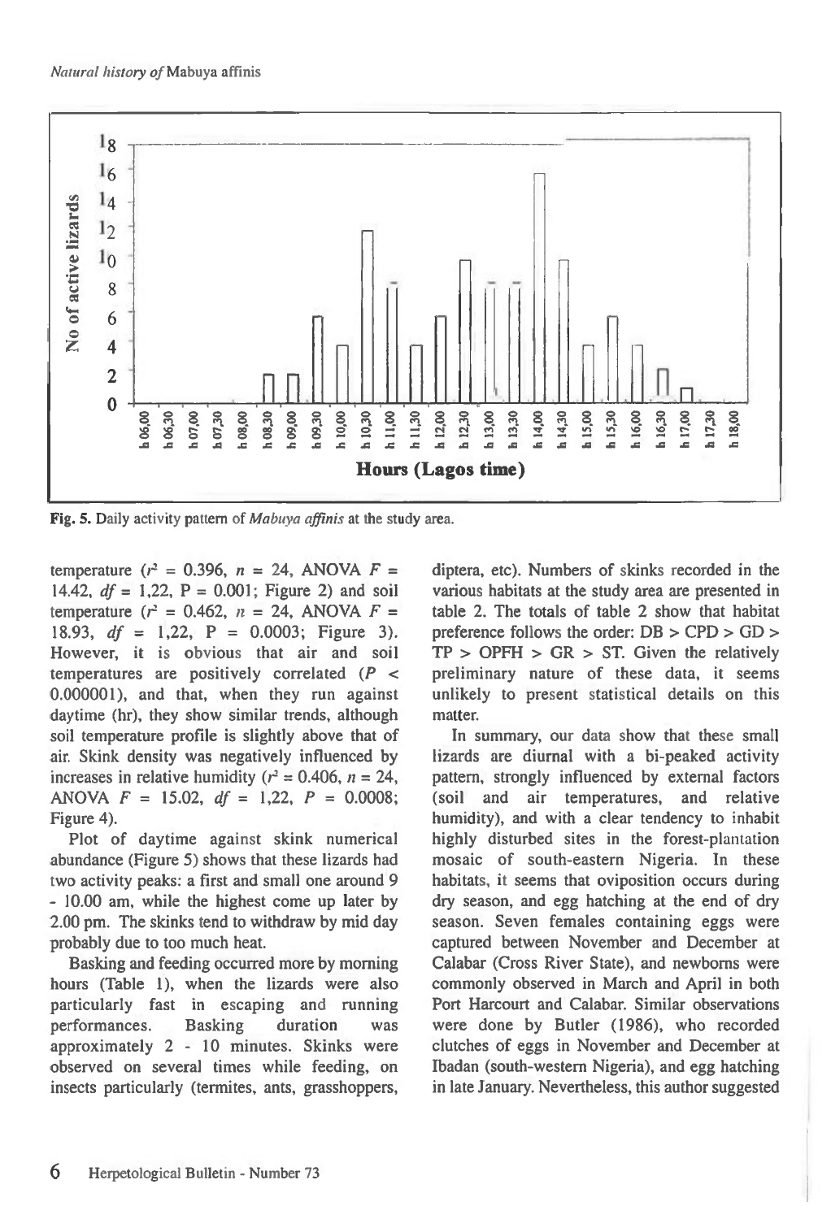Fig. 5. Daily activity pattern of *Mabuya affinis* at the study area.

temperature ($r^2$ = 0.396, $n$ = 24, ANOVA $F$ = 14.42, $df$ = 1,22, P = 0.001; Figure 2) and soil temperature ($r^2$ = 0.462, $n$ = 24, ANOVA $F$ = 18.93, $df$ = 1,22, P = 0.0003; Figure 3). However, it is obvious that air and soil temperatures are positively correlated ($P$ < 0.000001), and that, when they run against daytime (hr), they show similar trends, although soil temperature profile is slightly above that of air. Skink density was negatively influenced by increases in relative humidity ($r^2$ = 0.406, $n$ = 24, ANOVA $F$ = 15.02, $df$ = 1,22, $P$ = 0.0008; Figure 4).

Plot of daytime against skink numerical abundance (Figure 5) shows that these lizards had two activity peaks: a first and small one around 9 - 10.00 am, while the highest come up later by 2.00 pm. The skinks tend to withdraw by mid day probably due to too much heat.

Basking and feeding occurred more by morning hours (Table 1), when the lizards were also particularly fast in escaping and running performances. Basking duration was approximately 2 - 10 minutes. Skinks were observed on several times while feeding, on insects particularly (termites, ants, grasshoppers, diptera, etc). Numbers of skinks recorded in the various habitats at the study area are presented in table 2. The totals of table 2 show that habitat preference follows the order: DB > CPD > GD > TP > OPFH > GR > ST. Given the relatively preliminary nature of these data, it seems unlikely to present statistical details on this matter.

In summary, our data show that these small lizards are diurnal with a bi-peaked activity pattern, strongly influenced by external factors (soil and air temperatures, and relative humidity), and with a clear tendency to inhabit highly disturbed sites in the forest-plantation mosaic of south-eastern Nigeria. In these habitats, it seems that oviposition occurs during dry season, and egg hatching at the end of dry season. Seven females containing eggs were captured between November and December at Calabar (Cross River State), and newborns were commonly observed in March and April in both Port Harcourt and Calabar. Similar observations were done by Butler (1986), who recorded clutches of eggs in November and December at Ibadan (south-western Nigeria), and egg hatching in late January. Nevertheless, this author suggested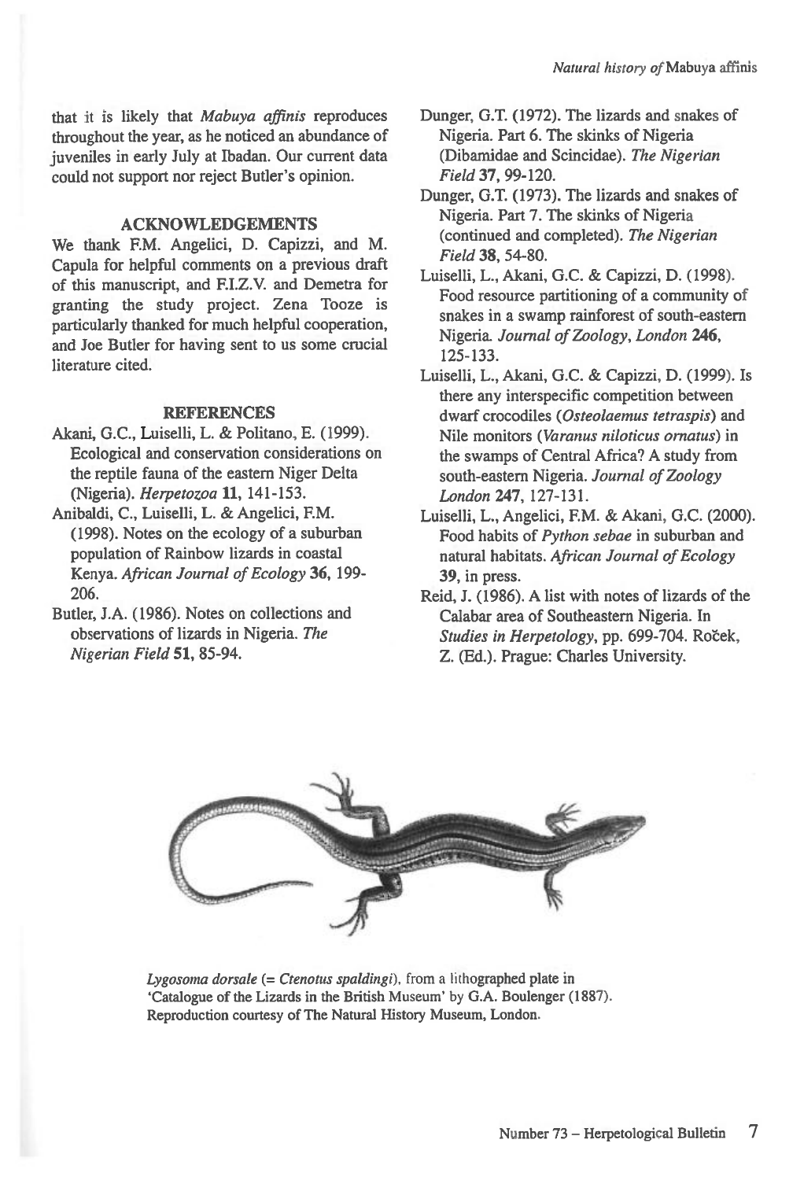that it is likely that *Mabuya affinis* reproduces throughout the year, as he noticed an abundance of juveniles in early July at Ibadan. Our current data could not support nor reject Butler's opinion.

## ACKNOWLEDGEMENTS

We thank F.M. Angelici, D. Capizzi, and M. Capula for helpful comments on a previous draft of this manuscript, and F.I.Z.V. and Demetra for granting the study project. Zena Tooze is particularly thanked for much helpful cooperation, and Joe Butler for having sent to us some crucial literature cited.

## REFERENCES

Akani, G.C., Luiselli, L. & Politano, E. (1999). Ecological and conservation considerations on the reptile fauna of the eastern Niger Delta (Nigeria). *Herpetozoa* **11**, 141-153.

Anibaldi, C., Luiselli, L. & Angelici, F.M. (1998). Notes on the ecology of a suburban population of Rainbow lizards in coastal Kenya. *African Journal of Ecology* **36**, 199-206.

Butler, J.A. (1986). Notes on collections and observations of lizards in Nigeria. *The Nigerian Field* **51**, 85-94.

Dunger, G.T. (1972). The lizards and snakes of Nigeria. Part 6. The skinks of Nigeria (Dibamidae and Scincidae). *The Nigerian Field* **37**, 99-120.

Dunger, G.T. (1973). The lizards and snakes of Nigeria. Part 7. The skinks of Nigeria (continued and completed). *The Nigerian Field* **38**, 54-80.

Luiselli, L., Akani, G.C. & Capizzi, D. (1998). Food resource partitioning of a community of snakes in a swamp rainforest of south-eastern Nigeria. *Journal of Zoology, London* **246**, 125-133.

Luiselli, L., Akani, G.C. & Capizzi, D. (1999). Is there any interspecific competition between dwarf crocodiles (*Osteolaemus tetraspis*) and Nile monitors (*Varanus niloticus ornatus*) in the swamps of Central Africa? A study from south-eastern Nigeria. *Journal of Zoology London* **247**, 127-131.

Luiselli, L., Angelici, F.M. & Akani, G.C. (2000). Food habits of *Python sebae* in suburban and natural habitats. *African Journal of Ecology* **39**, in press.

Reid, J. (1986). A list with notes of lizards of the Calabar area of Southeastern Nigeria. In *Studies in Herpetology*, pp. 699-704. Roček, Z. (Ed.). Prague: Charles University.

*Lygosoma dorsale* (= *Ctenotus spaldingi*), from a lithographed plate in 'Catalogue of the Lizards in the British Museum' by G.A. Boulenger (1887). Reproduction courtesy of The Natural History Museum, London.